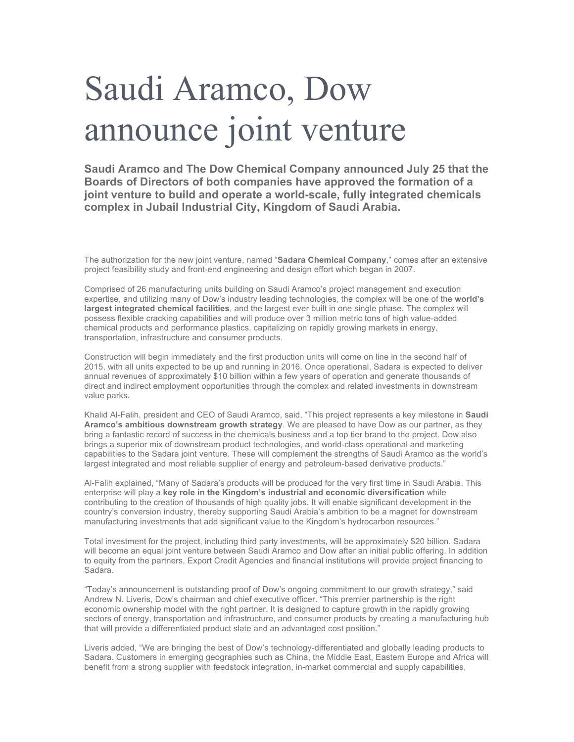# Saudi Aramco, Dow announce joint venture

**Saudi Aramco and The Dow Chemical Company announced July 25 that the Boards of Directors of both companies have approved the formation of a joint venture to build and operate a world-scale, fully integrated chemicals complex in Jubail Industrial City, Kingdom of Saudi Arabia.**

The authorization for the new joint venture, named "**Sadara Chemical Company**," comes after an extensive project feasibility study and front-end engineering and design effort which began in 2007.

Comprised of 26 manufacturing units building on Saudi Aramco's project management and execution expertise, and utilizing many of Dow's industry leading technologies, the complex will be one of the **world's largest integrated chemical facilities**, and the largest ever built in one single phase. The complex will possess flexible cracking capabilities and will produce over 3 million metric tons of high value-added chemical products and performance plastics, capitalizing on rapidly growing markets in energy, transportation, infrastructure and consumer products.

Construction will begin immediately and the first production units will come on line in the second half of 2015, with all units expected to be up and running in 2016. Once operational, Sadara is expected to deliver annual revenues of approximately $10 billion within a few years of operation and generate thousands of direct and indirect employment opportunities through the complex and related investments in downstream value parks.

Khalid Al-Falih, president and CEO of Saudi Aramco, said, "This project represents a key milestone in **Saudi Aramco's ambitious downstream growth strategy**. We are pleased to have Dow as our partner, as they bring a fantastic record of success in the chemicals business and a top tier brand to the project. Dow also brings a superior mix of downstream product technologies, and world-class operational and marketing capabilities to the Sadara joint venture. These will complement the strengths of Saudi Aramco as the world's largest integrated and most reliable supplier of energy and petroleum-based derivative products."

Al-Falih explained, "Many of Sadara's products will be produced for the very first time in Saudi Arabia. This enterprise will play a **key role in the Kingdom's industrial and economic diversification** while contributing to the creation of thousands of high quality jobs. It will enable significant development in the country's conversion industry, thereby supporting Saudi Arabia's ambition to be a magnet for downstream manufacturing investments that add significant value to the Kingdom's hydrocarbon resources."

Total investment for the project, including third party investments, will be approximately $20 billion. Sadara will become an equal joint venture between Saudi Aramco and Dow after an initial public offering. In addition to equity from the partners, Export Credit Agencies and financial institutions will provide project financing to Sadara.

"Today's announcement is outstanding proof of Dow's ongoing commitment to our growth strategy," said Andrew N. Liveris, Dow's chairman and chief executive officer. "This premier partnership is the right economic ownership model with the right partner. It is designed to capture growth in the rapidly growing sectors of energy, transportation and infrastructure, and consumer products by creating a manufacturing hub that will provide a differentiated product slate and an advantaged cost position."

Liveris added, "We are bringing the best of Dow's technology-differentiated and globally leading products to Sadara. Customers in emerging geographies such as China, the Middle East, Eastern Europe and Africa will benefit from a strong supplier with feedstock integration, in-market commercial and supply capabilities,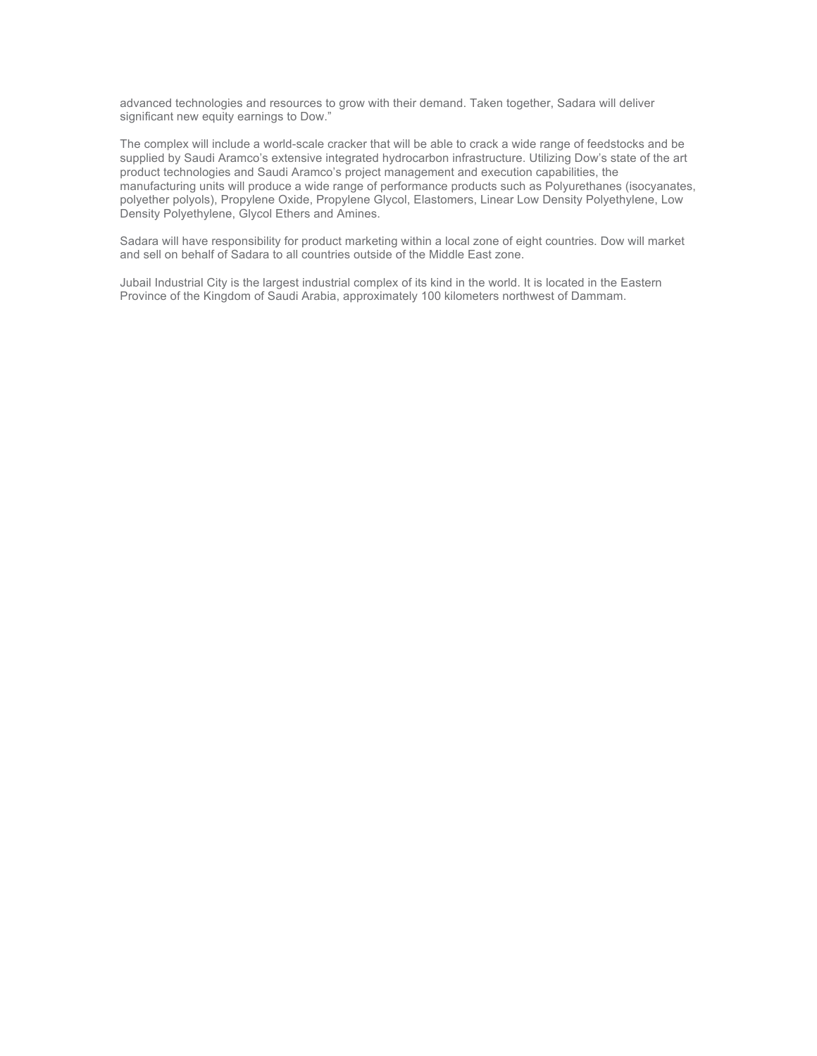advanced technologies and resources to grow with their demand. Taken together, Sadara will deliver significant new equity earnings to Dow."

The complex will include a world-scale cracker that will be able to crack a wide range of feedstocks and be supplied by Saudi Aramco's extensive integrated hydrocarbon infrastructure. Utilizing Dow's state of the art product technologies and Saudi Aramco's project management and execution capabilities, the manufacturing units will produce a wide range of performance products such as Polyurethanes (isocyanates, polyether polyols), Propylene Oxide, Propylene Glycol, Elastomers, Linear Low Density Polyethylene, Low Density Polyethylene, Glycol Ethers and Amines.

Sadara will have responsibility for product marketing within a local zone of eight countries. Dow will market and sell on behalf of Sadara to all countries outside of the Middle East zone.

Jubail Industrial City is the largest industrial complex of its kind in the world. It is located in the Eastern Province of the Kingdom of Saudi Arabia, approximately 100 kilometers northwest of Dammam.